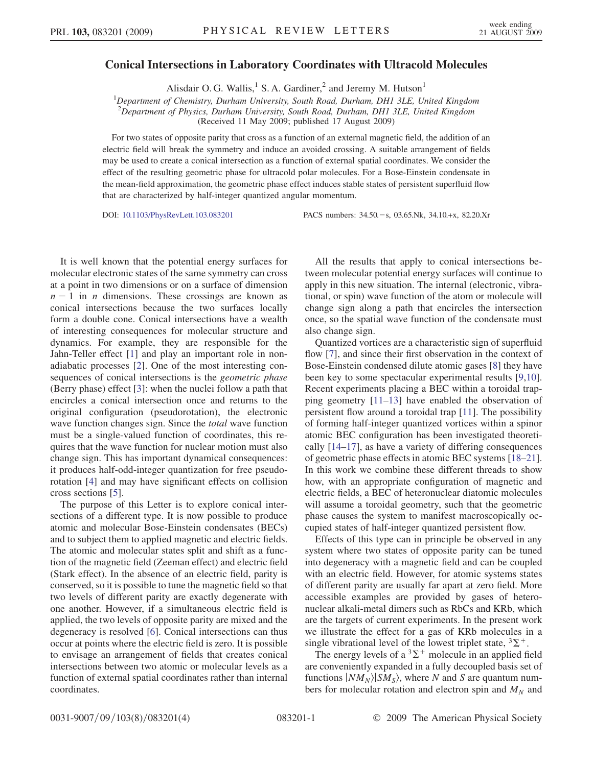# Conical Intersections in Laboratory Coordinates with Ultracold Molecules

Alisdair O. G. Wallis,[1] S. A. Gardiner,[2] and Jeremy M. Hutson[1]

[1]*Department of Chemistry, Durham University, South Road, Durham, DH1 3LE, United Kingdom*
[2]*Department of Physics, Durham University, South Road, Durham, DH1 3LE, United Kingdom*
(Received 11 May 2009; published 17 August 2009)

For two states of opposite parity that cross as a function of an external magnetic field, the addition of an electric field will break the symmetry and induce an avoided crossing. A suitable arrangement of fields may be used to create a conical intersection as a function of external spatial coordinates. We consider the effect of the resulting geometric phase for ultracold polar molecules. For a Bose-Einstein condensate in the mean-field approximation, the geometric phase effect induces stable states of persistent superfluid flow that are characterized by half-integer quantized angular momentum.

DOI: 10.1103/PhysRevLett.103.083201 PACS numbers: 34.50.−s, 03.65.Nk, 34.10.+x, 82.20.Xr

It is well known that the potential energy surfaces for molecular electronic states of the same symmetry can cross at a point in two dimensions or on a surface of dimension $n-1$ in $n$ dimensions. These crossings are known as conical intersections because the two surfaces locally form a double cone. Conical intersections have a wealth of interesting consequences for molecular structure and dynamics. For example, they are responsible for the Jahn-Teller effect [1] and play an important role in nonadiabatic processes [2]. One of the most interesting consequences of conical intersections is the *geometric phase* (Berry phase) effect [3]: when the nuclei follow a path that encircles a conical intersection once and returns to the original configuration (pseudorotation), the electronic wave function changes sign. Since the *total* wave function must be a single-valued function of coordinates, this requires that the wave function for nuclear motion must also change sign. This has important dynamical consequences: it produces half-odd-integer quantization for free pseudorotation [4] and may have significant effects on collision cross sections [5].

The purpose of this Letter is to explore conical intersections of a different type. It is now possible to produce atomic and molecular Bose-Einstein condensates (BECs) and to subject them to applied magnetic and electric fields. The atomic and molecular states split and shift as a function of the magnetic field (Zeeman effect) and electric field (Stark effect). In the absence of an electric field, parity is conserved, so it is possible to tune the magnetic field so that two levels of different parity are exactly degenerate with one another. However, if a simultaneous electric field is applied, the two levels of opposite parity are mixed and the degeneracy is resolved [6]. Conical intersections can thus occur at points where the electric field is zero. It is possible to envisage an arrangement of fields that creates conical intersections between two atomic or molecular levels as a function of external spatial coordinates rather than internal coordinates.

All the results that apply to conical intersections between molecular potential energy surfaces will continue to apply in this new situation. The internal (electronic, vibrational, or spin) wave function of the atom or molecule will change sign along a path that encircles the intersection once, so the spatial wave function of the condensate must also change sign.

Quantized vortices are a characteristic sign of superfluid flow [7], and since their first observation in the context of Bose-Einstein condensed dilute atomic gases [8] they have been key to some spectacular experimental results [9,10]. Recent experiments placing a BEC within a toroidal trapping geometry [11–13] have enabled the observation of persistent flow around a toroidal trap [11]. The possibility of forming half-integer quantized vortices within a spinor atomic BEC configuration has been investigated theoretically [14–17], as have a variety of differing consequences of geometric phase effects in atomic BEC systems [18–21]. In this work we combine these different threads to show how, with an appropriate configuration of magnetic and electric fields, a BEC of heteronuclear diatomic molecules will assume a toroidal geometry, such that the geometric phase causes the system to manifest macroscopically occupied states of half-integer quantized persistent flow.

Effects of this type can in principle be observed in any system where two states of opposite parity can be tuned into degeneracy with a magnetic field and can be coupled with an electric field. However, for atomic systems states of different parity are usually far apart at zero field. More accessible examples are provided by gases of heteronuclear alkali-metal dimers such as RbCs and KRb, which are the targets of current experiments. In the present work we illustrate the effect for a gas of KRb molecules in a single vibrational level of the lowest triplet state, $^3\Sigma^+$.

The energy levels of a $^3\Sigma^+$ molecule in an applied field are conveniently expanded in a fully decoupled basis set of functions $|NM_N\rangle|SM_S\rangle$, where $N$ and $S$ are quantum numbers for molecular rotation and electron spin and $M_N$ and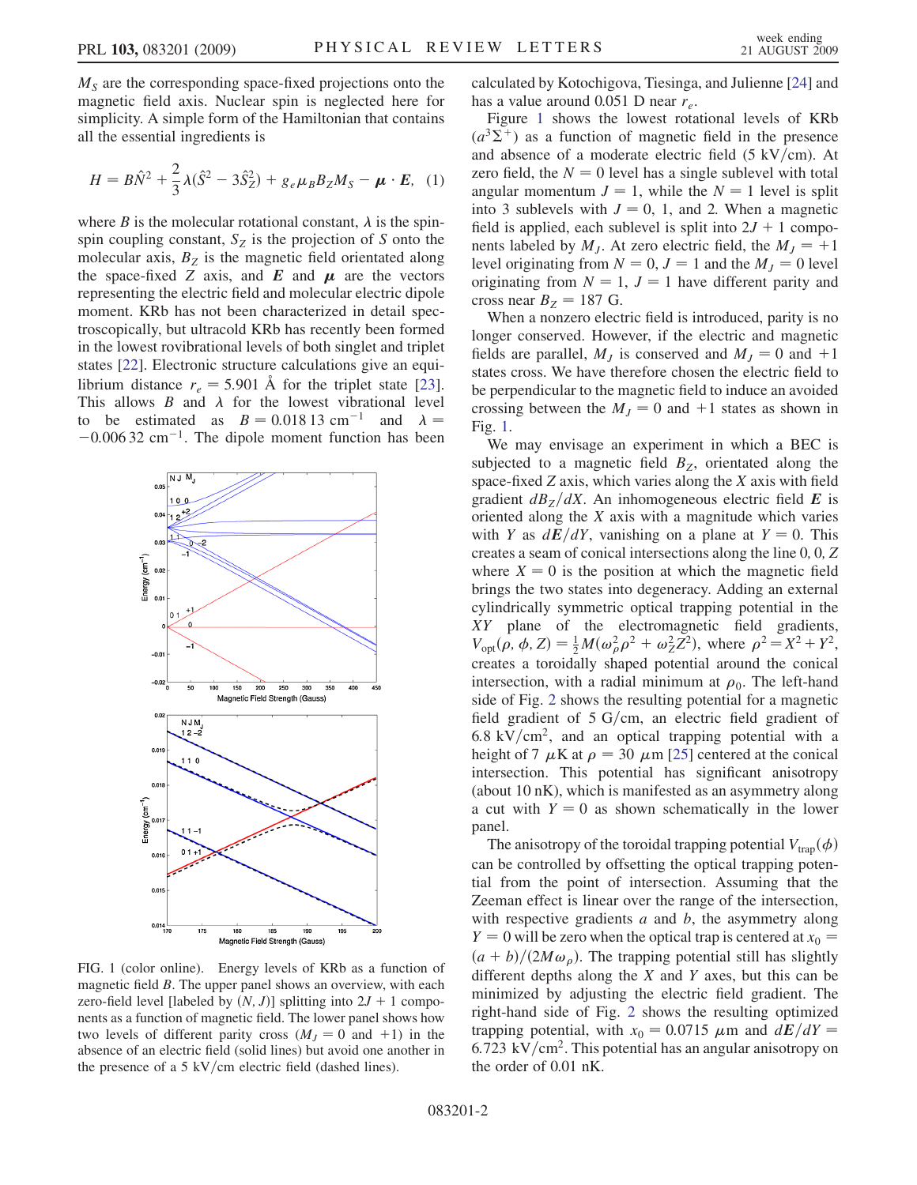$M_S$ are the corresponding space-fixed projections onto the magnetic field axis. Nuclear spin is neglected here for simplicity. A simple form of the Hamiltonian that contains all the essential ingredients is

$$H = B\hat{N}^2 + \frac{2}{3}\lambda(\hat{S}^2 - 3\hat{S}_Z^2) + g_e\mu_B B_Z M_S - \boldsymbol{\mu}\cdot\boldsymbol{E}, \quad (1)$$

where $B$ is the molecular rotational constant, $\lambda$ is the spin-spin coupling constant, $S_Z$ is the projection of $S$ onto the molecular axis, $B_Z$ is the magnetic field orientated along the space-fixed $Z$ axis, and $\boldsymbol{E}$ and $\boldsymbol{\mu}$ are the vectors representing the electric field and molecular electric dipole moment. KRb has not been characterized in detail spectroscopically, but ultracold KRb has recently been formed in the lowest rovibrational levels of both singlet and triplet states [22]. Electronic structure calculations give an equilibrium distance $r_e = 5.901$ Å for the triplet state [23]. This allows $B$ and $\lambda$ for the lowest vibrational level to be estimated as $B = 0.018\,13\ \text{cm}^{-1}$ and $\lambda = -0.006\,32\ \text{cm}^{-1}$. The dipole moment function has been calculated by Kotochigova, Tiesinga, and Julienne [24] and has a value around 0.051 D near $r_e$.

FIG. 1 (color online). Energy levels of KRb as a function of magnetic field $B$. The upper panel shows an overview, with each zero-field level [labeled by $(N, J)$] splitting into $2J+1$ components as a function of magnetic field. The lower panel shows how two levels of different parity cross ($M_J = 0$ and $+1$) in the absence of an electric field (solid lines) but avoid one another in the presence of a 5 kV/cm electric field (dashed lines).

Figure 1 shows the lowest rotational levels of KRb ($a^3\Sigma^+$) as a function of magnetic field in the presence and absence of a moderate electric field (5 kV/cm). At zero field, the $N = 0$ level has a single sublevel with total angular momentum $J = 1$, while the $N = 1$ level is split into 3 sublevels with $J = 0$, 1, and 2. When a magnetic field is applied, each sublevel is split into $2J + 1$ components labeled by $M_J$. At zero electric field, the $M_J = +1$ level originating from $N = 0$, $J = 1$ and the $M_J = 0$ level originating from $N = 1$, $J = 1$ have different parity and cross near $B_Z = 187$ G.

When a nonzero electric field is introduced, parity is no longer conserved. However, if the electric and magnetic fields are parallel, $M_J$ is conserved and $M_J = 0$ and $+1$ states cross. We have therefore chosen the electric field to be perpendicular to the magnetic field to induce an avoided crossing between the $M_J = 0$ and $+1$ states as shown in Fig. 1.

We may envisage an experiment in which a BEC is subjected to a magnetic field $B_Z$, orientated along the space-fixed $Z$ axis, which varies along the $X$ axis with field gradient $dB_Z/dX$. An inhomogeneous electric field $\boldsymbol{E}$ is oriented along the $X$ axis with a magnitude which varies with $Y$ as $d\boldsymbol{E}/dY$, vanishing on a plane at $Y = 0$. This creates a seam of conical intersections along the line $0, 0, Z$ where $X = 0$ is the position at which the magnetic field brings the two states into degeneracy. Adding an external cylindrically symmetric optical trapping potential in the $XY$ plane of the electromagnetic field gradients, $V_{\text{opt}}(\rho, \phi, Z) = \frac{1}{2}M(\omega_\rho^2\rho^2 + \omega_Z^2 Z^2)$, where $\rho^2 = X^2 + Y^2$, creates a toroidally shaped potential around the conical intersection, with a radial minimum at $\rho_0$. The left-hand side of Fig. 2 shows the resulting potential for a magnetic field gradient of 5 G/cm, an electric field gradient of $6.8\ \text{kV/cm}^2$, and an optical trapping potential with a height of 7 $\mu$K at $\rho = 30\ \mu$m [25] centered at the conical intersection. This potential has significant anisotropy (about 10 nK), which is manifested as an asymmetry along a cut with $Y = 0$ as shown schematically in the lower panel.

The anisotropy of the toroidal trapping potential $V_{\text{trap}}(\phi)$ can be controlled by offsetting the optical trapping potential from the point of intersection. Assuming that the Zeeman effect is linear over the range of the intersection, with respective gradients $a$ and $b$, the asymmetry along $Y = 0$ will be zero when the optical trap is centered at $x_0 = (a + b)/(2M\omega_\rho)$. The trapping potential still has slightly different depths along the $X$ and $Y$ axes, but this can be minimized by adjusting the electric field gradient. The right-hand side of Fig. 2 shows the resulting optimized trapping potential, with $x_0 = 0.0715\ \mu$m and $d\boldsymbol{E}/dY = 6.723\ \text{kV/cm}^2$. This potential has an angular anisotropy on the order of 0.01 nK.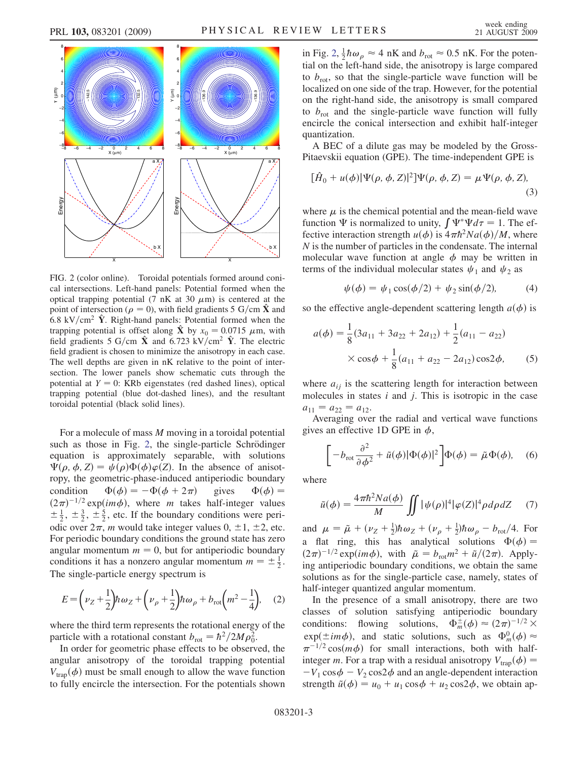FIG. 2 (color online). Toroidal potentials formed around conical intersections. Left-hand panels: Potential formed when the optical trapping potential (7 nK at 30 $\mu$m) is centered at the point of intersection ($\rho = 0$), with field gradients 5 G/cm $\hat{\mathbf{X}}$ and 6.8 kV/cm$^2$ $\hat{\mathbf{Y}}$. Right-hand panels: Potential formed when the trapping potential is offset along $\hat{\mathbf{X}}$ by $x_0 = 0.0715$ $\mu$m, with field gradients 5 G/cm $\hat{\mathbf{X}}$ and 6.723 kV/cm$^2$ $\hat{\mathbf{Y}}$. The electric field gradient is chosen to minimize the anisotropy in each case. The well depths are given in nK relative to the point of intersection. The lower panels show schematic cuts through the potential at $Y = 0$: KRb eigenstates (red dashed lines), optical trapping potential (blue dot-dashed lines), and the resultant toroidal potential (black solid lines).

For a molecule of mass $M$ moving in a toroidal potential such as those in Fig. 2, the single-particle Schrödinger equation is approximately separable, with solutions $\Psi(\rho, \phi, Z) = \psi(\rho)\Phi(\phi)\varphi(Z)$. In the absence of anisotropy, the geometric-phase-induced antiperiodic boundary condition $\Phi(\phi) = -\Phi(\phi + 2\pi)$ gives $\Phi(\phi) = (2\pi)^{-1/2}\exp(im\phi)$, where $m$ takes half-integer values $\pm\frac{1}{2}, \pm\frac{3}{2}, \pm\frac{5}{2}$, etc. If the boundary conditions were periodic over $2\pi$, $m$ would take integer values $0, \pm1, \pm2$, etc. For periodic boundary conditions the ground state has zero angular momentum $m = 0$, but for antiperiodic boundary conditions it has a nonzero angular momentum $m = \pm\frac{1}{2}$. The single-particle energy spectrum is

$$E = \left(\nu_Z + \frac{1}{2}\right)\hbar\omega_Z + \left(\nu_\rho + \frac{1}{2}\right)\hbar\omega_\rho + b_{\text{rot}}\left(m^2 - \frac{1}{4}\right), \quad (2)$$

where the third term represents the rotational energy of the particle with a rotational constant $b_{\text{rot}} = \hbar^2/2M\rho_0^2$.

In order for geometric phase effects to be observed, the angular anisotropy of the toroidal trapping potential $V_{\text{trap}}(\phi)$ must be small enough to allow the wave function to fully encircle the intersection. For the potentials shown in Fig. 2, $\frac{1}{2}\hbar\omega_\rho \approx 4$ nK and $b_{\text{rot}} \approx 0.5$ nK. For the potential on the left-hand side, the anisotropy is large compared to $b_{\text{rot}}$, so that the single-particle wave function will be localized on one side of the trap. However, for the potential on the right-hand side, the anisotropy is small compared to $b_{\text{rot}}$ and the single-particle wave function will fully encircle the conical intersection and exhibit half-integer quantization.

A BEC of a dilute gas may be modeled by the Gross-Pitaevskii equation (GPE). The time-independent GPE is

$$[\hat{H}_0 + u(\phi)|\Psi(\rho, \phi, Z)|^2]\Psi(\rho, \phi, Z) = \mu\Psi(\rho, \phi, Z), \quad (3)$$

where $\mu$ is the chemical potential and the mean-field wave function $\Psi$ is normalized to unity, $\int \Psi^*\Psi d\tau = 1$. The effective interaction strength $u(\phi)$ is $4\pi\hbar^2 Na(\phi)/M$, where $N$ is the number of particles in the condensate. The internal molecular wave function at angle $\phi$ may be written in terms of the individual molecular states $\psi_1$ and $\psi_2$ as

$$\psi(\phi) = \psi_1\cos(\phi/2) + \psi_2\sin(\phi/2), \quad (4)$$

so the effective angle-dependent scattering length $a(\phi)$ is

$$a(\phi) = \frac{1}{8}(3a_{11} + 3a_{22} + 2a_{12}) + \frac{1}{2}(a_{11} - a_{22}) \times \cos\phi + \frac{1}{8}(a_{11} + a_{22} - 2a_{12})\cos2\phi, \quad (5)$$

where $a_{ij}$ is the scattering length for interaction between molecules in states $i$ and $j$. This is isotropic in the case $a_{11} = a_{22} = a_{12}$.

Averaging over the radial and vertical wave functions gives an effective 1D GPE in $\phi$,

$$\left[-b_{\text{rot}}\frac{\partial^2}{\partial\phi^2} + \tilde{u}(\phi)|\Phi(\phi)|^2\right]\Phi(\phi) = \tilde{\mu}\Phi(\phi), \quad (6)$$

where

$$\tilde{u}(\phi) = \frac{4\pi\hbar^2 Na(\phi)}{M}\iint |\psi(\rho)|^4|\varphi(Z)|^4\rho d\rho dZ \quad (7)$$

and $\mu = \tilde{\mu} + (\nu_Z + \frac{1}{2})\hbar\omega_Z + (\nu_\rho + \frac{1}{2})\hbar\omega_\rho - b_{\text{rot}}/4$. For a flat ring, this has analytical solutions $\Phi(\phi) = (2\pi)^{-1/2}\exp(im\phi)$, with $\tilde{\mu} = b_{\text{rot}}m^2 + \tilde{u}/(2\pi)$. Applying antiperiodic boundary conditions, we obtain the same solutions as for the single-particle case, namely, states of half-integer quantized angular momentum.

In the presence of a small anisotropy, there are two classes of solution satisfying antiperiodic boundary conditions: flowing solutions, $\Phi_m^\pm(\phi) \approx (2\pi)^{-1/2} \times \exp(\pm im\phi)$, and static solutions, such as $\Phi_m^0(\phi) \approx \pi^{-1/2}\cos(m\phi)$ for small interactions, both with half-integer $m$. For a trap with a residual anisotropy $V_{\text{trap}}(\phi) = -V_1\cos\phi - V_2\cos2\phi$ and an angle-dependent interaction strength $\tilde{u}(\phi) = u_0 + u_1\cos\phi + u_2\cos2\phi$, we obtain ap-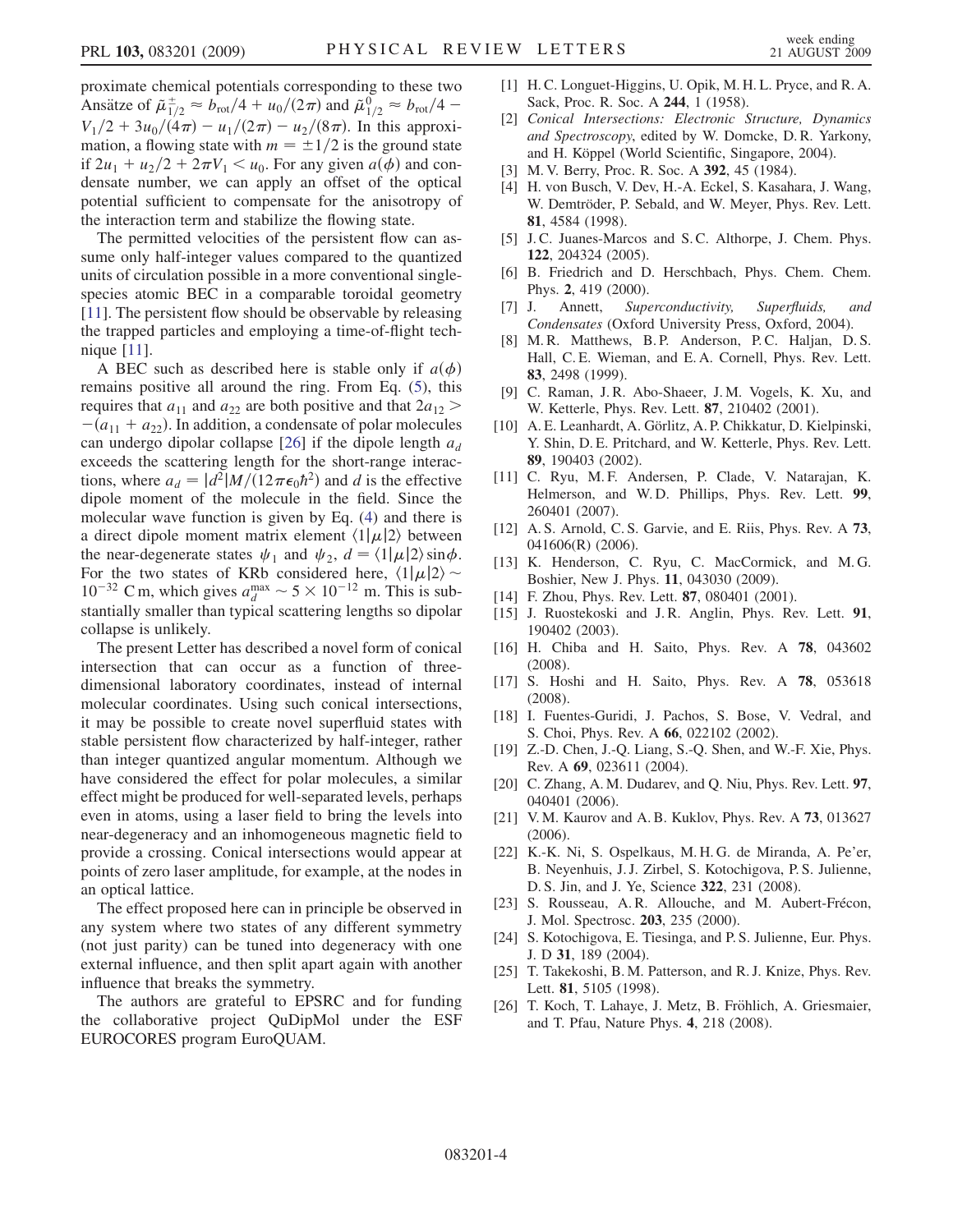proximate chemical potentials corresponding to these two Ansätze of $\tilde{\mu}^{\pm}_{1/2} \approx b_{\rm rot}/4 + u_0/(2\pi)$ and $\tilde{\mu}^{0}_{1/2} \approx b_{\rm rot}/4 - V_1/2 + 3u_0/(4\pi) - u_1/(2\pi) - u_2/(8\pi)$. In this approximation, a flowing state with $m = \pm 1/2$ is the ground state if $2u_1 + u_2/2 + 2\pi V_1 < u_0$. For any given $a(\phi)$ and condensate number, we can apply an offset of the optical potential sufficient to compensate for the anisotropy of the interaction term and stabilize the flowing state.

The permitted velocities of the persistent flow can assume only half-integer values compared to the quantized units of circulation possible in a more conventional single-species atomic BEC in a comparable toroidal geometry [11]. The persistent flow should be observable by releasing the trapped particles and employing a time-of-flight technique [11].

A BEC such as described here is stable only if $a(\phi)$ remains positive all around the ring. From Eq. (5), this requires that $a_{11}$ and $a_{22}$ are both positive and that $2a_{12} > -(a_{11} + a_{22})$. In addition, a condensate of polar molecules can undergo dipolar collapse [26] if the dipole length $a_d$ exceeds the scattering length for the short-range interactions, where $a_d = |d^2|M/(12\pi\epsilon_0\hbar^2)$ and $d$ is the effective dipole moment of the molecule in the field. Since the molecular wave function is given by Eq. (4) and there is a direct dipole moment matrix element $\langle 1|\mu|2\rangle$ between the near-degenerate states $\psi_1$ and $\psi_2$, $d = \langle 1|\mu|2\rangle \sin\phi$. For the two states of KRb considered here, $\langle 1|\mu|2\rangle \sim 10^{-32}$ C m, which gives $a_d^{\rm max} \sim 5 \times 10^{-12}$ m. This is substantially smaller than typical scattering lengths so dipolar collapse is unlikely.

The present Letter has described a novel form of conical intersection that can occur as a function of three-dimensional laboratory coordinates, instead of internal molecular coordinates. Using such conical intersections, it may be possible to create novel superfluid states with stable persistent flow characterized by half-integer, rather than integer quantized angular momentum. Although we have considered the effect for polar molecules, a similar effect might be produced for well-separated levels, perhaps even in atoms, using a laser field to bring the levels into near-degeneracy and an inhomogeneous magnetic field to provide a crossing. Conical intersections would appear at points of zero laser amplitude, for example, at the nodes in an optical lattice.

The effect proposed here can in principle be observed in any system where two states of any different symmetry (not just parity) can be tuned into degeneracy with one external influence, and then split apart again with another influence that breaks the symmetry.

The authors are grateful to EPSRC and for funding the collaborative project QuDipMol under the ESF EUROCORES program EuroQUAM.

[1] H. C. Longuet-Higgins, U. Opik, M. H. L. Pryce, and R. A. Sack, Proc. R. Soc. A **244**, 1 (1958).

[2] *Conical Intersections: Electronic Structure, Dynamics and Spectroscopy*, edited by W. Domcke, D. R. Yarkony, and H. Köppel (World Scientific, Singapore, 2004).

[3] M. V. Berry, Proc. R. Soc. A **392**, 45 (1984).

[4] H. von Busch, V. Dev, H.-A. Eckel, S. Kasahara, J. Wang, W. Demtröder, P. Sebald, and W. Meyer, Phys. Rev. Lett. **81**, 4584 (1998).

[5] J. C. Juanes-Marcos and S. C. Althorpe, J. Chem. Phys. **122**, 204324 (2005).

[6] B. Friedrich and D. Herschbach, Phys. Chem. Chem. Phys. **2**, 419 (2000).

[7] J. Annett, *Superconductivity, Superfluids, and Condensates* (Oxford University Press, Oxford, 2004).

[8] M. R. Matthews, B. P. Anderson, P. C. Haljan, D. S. Hall, C. E. Wieman, and E. A. Cornell, Phys. Rev. Lett. **83**, 2498 (1999).

[9] C. Raman, J. R. Abo-Shaeer, J. M. Vogels, K. Xu, and W. Ketterle, Phys. Rev. Lett. **87**, 210402 (2001).

[10] A. E. Leanhardt, A. Görlitz, A. P. Chikkatur, D. Kielpinski, Y. Shin, D. E. Pritchard, and W. Ketterle, Phys. Rev. Lett. **89**, 190403 (2002).

[11] C. Ryu, M. F. Andersen, P. Clade, V. Natarajan, K. Helmerson, and W. D. Phillips, Phys. Rev. Lett. **99**, 260401 (2007).

[12] A. S. Arnold, C. S. Garvie, and E. Riis, Phys. Rev. A **73**, 041606(R) (2006).

[13] K. Henderson, C. Ryu, C. MacCormick, and M. G. Boshier, New J. Phys. **11**, 043030 (2009).

[14] F. Zhou, Phys. Rev. Lett. **87**, 080401 (2001).

[15] J. Ruostekoski and J. R. Anglin, Phys. Rev. Lett. **91**, 190402 (2003).

[16] H. Chiba and H. Saito, Phys. Rev. A **78**, 043602 (2008).

[17] S. Hoshi and H. Saito, Phys. Rev. A **78**, 053618 (2008).

[18] I. Fuentes-Guridi, J. Pachos, S. Bose, V. Vedral, and S. Choi, Phys. Rev. A **66**, 022102 (2002).

[19] Z.-D. Chen, J.-Q. Liang, S.-Q. Shen, and W.-F. Xie, Phys. Rev. A **69**, 023611 (2004).

[20] C. Zhang, A. M. Dudarev, and Q. Niu, Phys. Rev. Lett. **97**, 040401 (2006).

[21] V. M. Kaurov and A. B. Kuklov, Phys. Rev. A **73**, 013627 (2006).

[22] K.-K. Ni, S. Ospelkaus, M. H. G. de Miranda, A. Pe'er, B. Neyenhuis, J. J. Zirbel, S. Kotochigova, P. S. Julienne, D. S. Jin, and J. Ye, Science **322**, 231 (2008).

[23] S. Rousseau, A. R. Allouche, and M. Aubert-Frécon, J. Mol. Spectrosc. **203**, 235 (2000).

[24] S. Kotochigova, E. Tiesinga, and P. S. Julienne, Eur. Phys. J. D **31**, 189 (2004).

[25] T. Takekoshi, B. M. Patterson, and R. J. Knize, Phys. Rev. Lett. **81**, 5105 (1998).

[26] T. Koch, T. Lahaye, J. Metz, B. Fröhlich, A. Griesmaier, and T. Pfau, Nature Phys. **4**, 218 (2008).